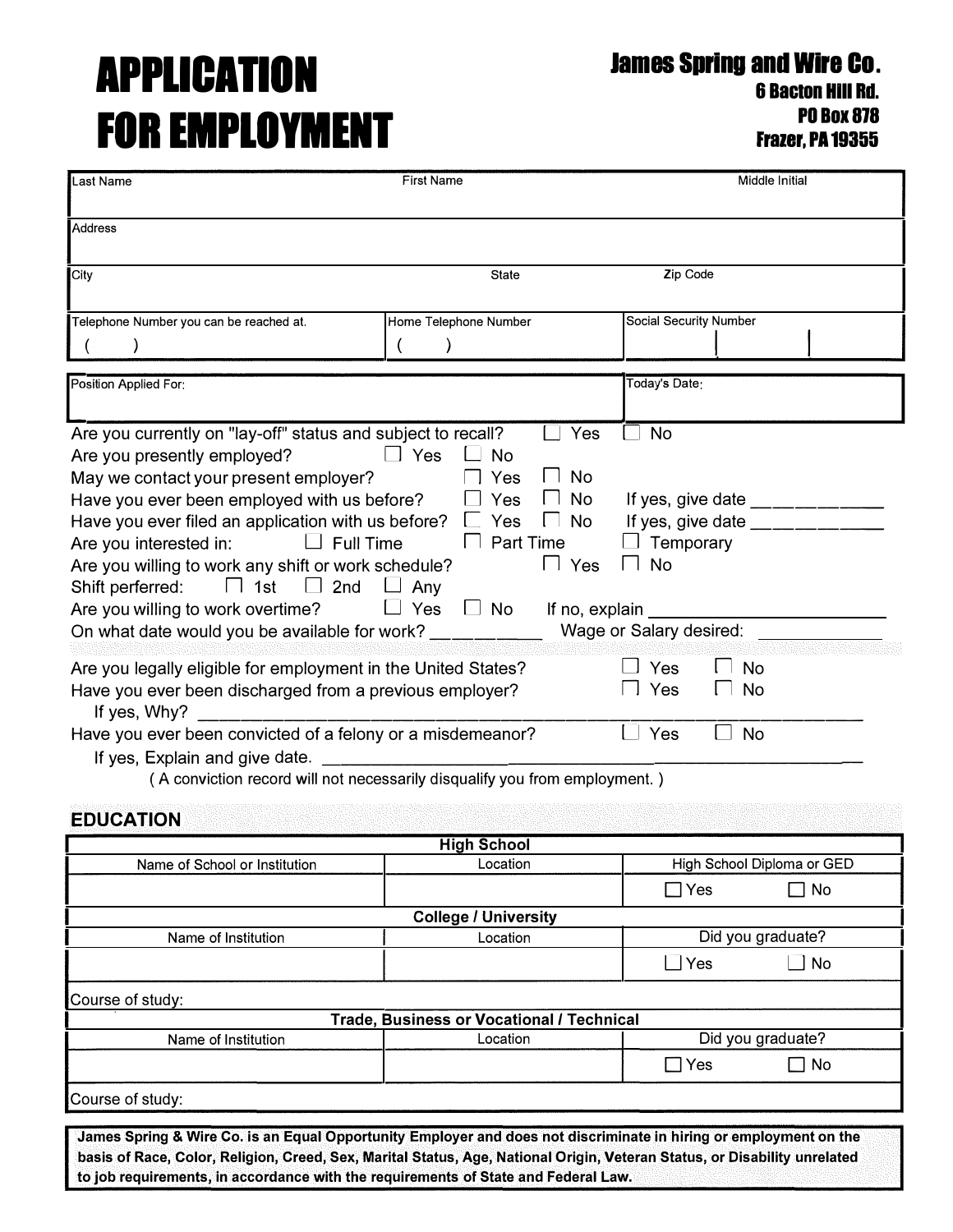# APPLICATION FOR EMPLOYMENT

**James Spring and Wire Co.**
**6 Bacton Hill Rd.**
**PO Box 878**
**Frazer, PA 19355**

| Last Name | First Name | Middle Initial |
|---|---|---|
| | | |

| Address |
|---|
| |

| City | State | Zip Code |
|---|---|---|
| | | |

| Telephone Number you can be reached at. | Home Telephone Number | Social Security Number |
|---|---|---|
| ( ) | ( ) | |

| Position Applied For: | Today's Date: |
|---|---|
| | |

Are you currently on "lay-off" status and subject to recall? ☐ Yes ☐ No

Are you presently employed? ☐ Yes ☐ No

May we contact your present employer? ☐ Yes ☐ No

Have you ever been employed with us before? ☐ Yes ☐ No If yes, give date ____________

Have you ever filed an application with us before? ☐ Yes ☐ No If yes, give date ____________

Are you interested in: ☐ Full Time ☐ Part Time ☐ Temporary

Are you willing to work any shift or work schedule? ☐ Yes ☐ No

Shift perferred: ☐ 1st ☐ 2nd ☐ Any

Are you willing to work overtime? ☐ Yes ☐ No If no, explain ____________

On what date would you be available for work? ____________ Wage or Salary desired: ____________

Are you legally eligible for employment in the United States? ☐ Yes ☐ No

Have you ever been discharged from a previous employer? ☐ Yes ☐ No

If yes, Why? ____________

Have you ever been convicted of a felony or a misdemeanor? ☐ Yes ☐ No

If yes, Explain and give date. ____________

( A conviction record will not necessarily disqualify you from employment. )

## EDUCATION

| **High School** | | |
|---|---|---|
| Name of School or Institution | Location | High School Diploma or GED |
| | | ☐ Yes ☐ No |
| **College / University** | | |
| Name of Institution | Location | Did you graduate? |
| | | ☐ Yes ☐ No |
| Course of study: | | |
| **Trade, Business or Vocational / Technical** | | |
| Name of Institution | Location | Did you graduate? |
| | | ☐ Yes ☐ No |
| Course of study: | | |

**James Spring & Wire Co. is an Equal Opportunity Employer and does not discriminate in hiring or employment on the basis of Race, Color, Religion, Creed, Sex, Marital Status, Age, National Origin, Veteran Status, or Disability unrelated to job requirements, in accordance with the requirements of State and Federal Law.**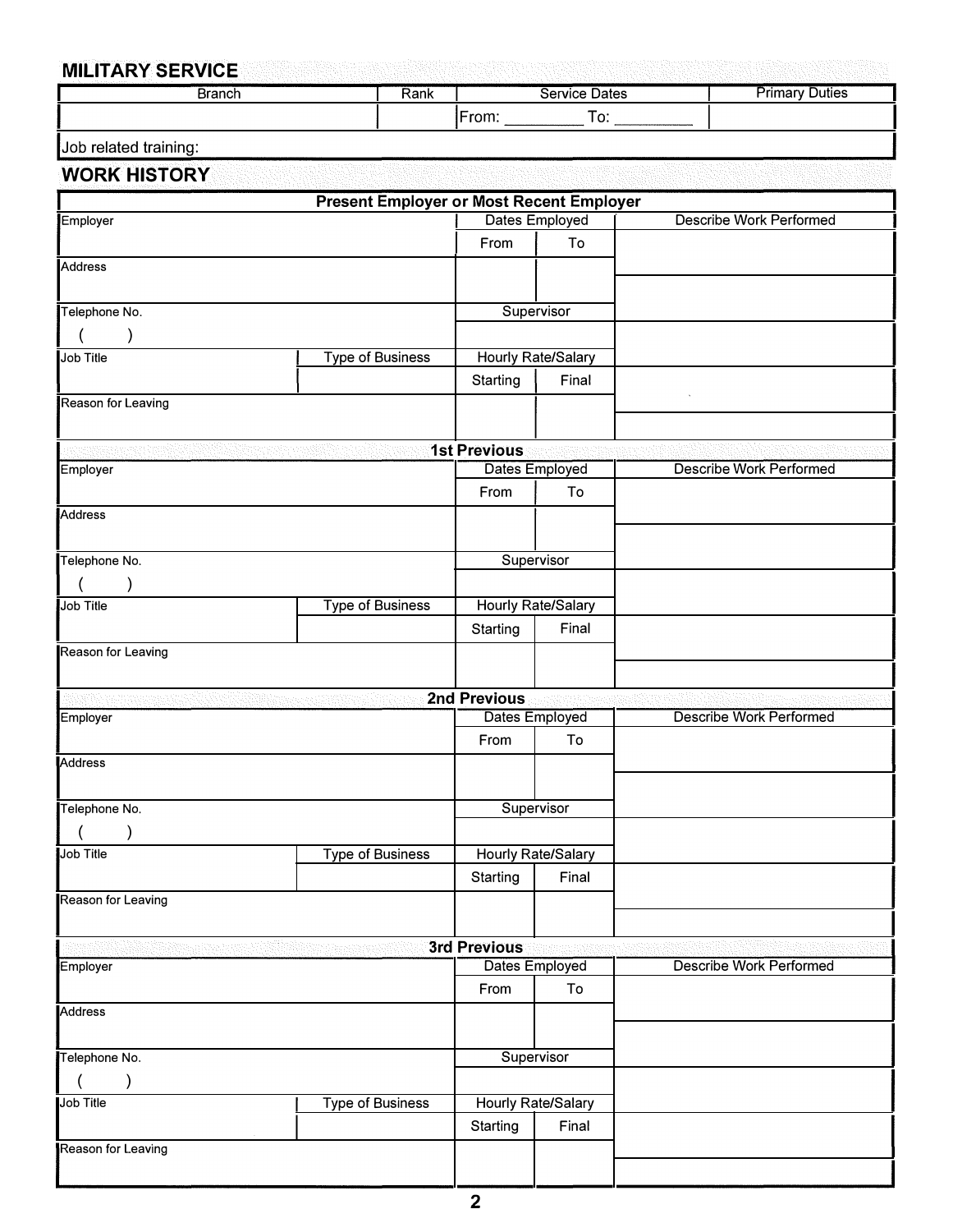## MILITARY SERVICE

| Branch | Rank | Service Dates | Primary Duties |
|---|---|---|---|
| | | From: _________ To: _________ | |

Job related training:

## WORK HISTORY

**Present Employer or Most Recent Employer**

| Employer | Dates Employed | | Describe Work Performed |
|---|---|---|---|
| | From | To | |
| Address | | | |
| Telephone No. ( ) | Supervisor | | |
| Job Title / Type of Business | Hourly Rate/Salary | | |
| | Starting | Final | |
| Reason for Leaving | | | |

**1st Previous**

| Employer | Dates Employed | | Describe Work Performed |
|---|---|---|---|
| | From | To | |
| Address | | | |
| Telephone No. ( ) | Supervisor | | |
| Job Title / Type of Business | Hourly Rate/Salary | | |
| | Starting | Final | |
| Reason for Leaving | | | |

**2nd Previous**

| Employer | Dates Employed | | Describe Work Performed |
|---|---|---|---|
| | From | To | |
| Address | | | |
| Telephone No. ( ) | Supervisor | | |
| Job Title / Type of Business | Hourly Rate/Salary | | |
| | Starting | Final | |
| Reason for Leaving | | | |

**3rd Previous**

| Employer | Dates Employed | | Describe Work Performed |
|---|---|---|---|
| | From | To | |
| Address | | | |
| Telephone No. ( ) | Supervisor | | |
| Job Title / Type of Business | Hourly Rate/Salary | | |
| | Starting | Final | |
| Reason for Leaving | | | |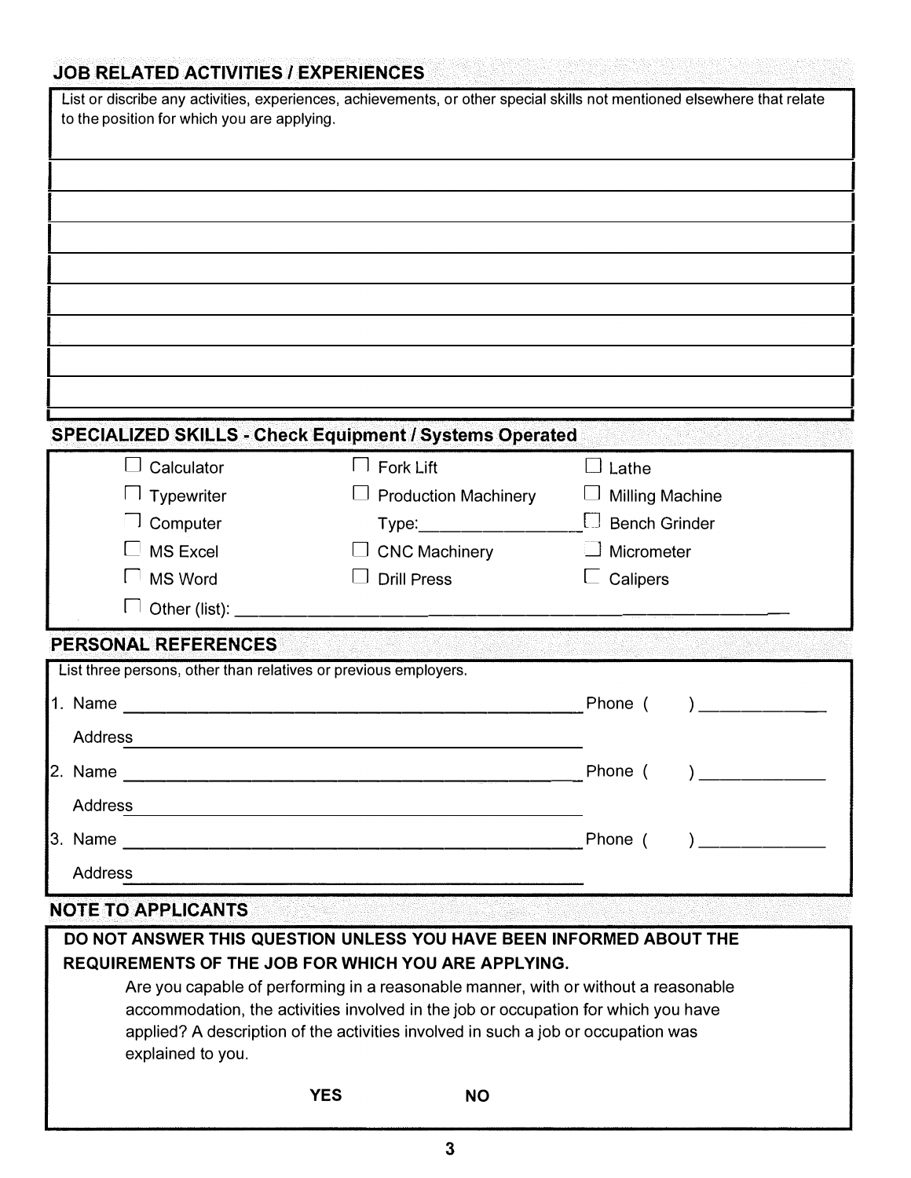## JOB RELATED ACTIVITIES / EXPERIENCES

List or discribe any activities, experiences, achievements, or other special skills not mentioned elsewhere that relate to the position for which you are applying.

## SPECIALIZED SKILLS - Check Equipment / Systems Operated

| | | |
|---|---|---|
| ☐ Calculator | ☐ Fork Lift | ☐ Lathe |
| ☐ Typewriter | ☐ Production Machinery | ☐ Milling Machine |
| ☐ Computer | Type:_______________ | ☐ Bench Grinder |
| ☐ MS Excel | ☐ CNC Machinery | ☐ Micrometer |
| ☐ MS Word | ☐ Drill Press | ☐ Calipers |

☐ Other (list): ____________________________________________

## PERSONAL REFERENCES

List three persons, other than relatives or previous employers.

1. Name ____________________________________________ Phone ( ) ____________

   Address ____________________________________________

2. Name ____________________________________________ Phone ( ) ____________

   Address ____________________________________________

3. Name ____________________________________________ Phone ( ) ____________

   Address ____________________________________________

## NOTE TO APPLICANTS

**DO NOT ANSWER THIS QUESTION UNLESS YOU HAVE BEEN INFORMED ABOUT THE REQUIREMENTS OF THE JOB FOR WHICH YOU ARE APPLYING.**

Are you capable of performing in a reasonable manner, with or without a reasonable accommodation, the activities involved in the job or occupation for which you have applied? A description of the activities involved in such a job or occupation was explained to you.

**YES** **NO**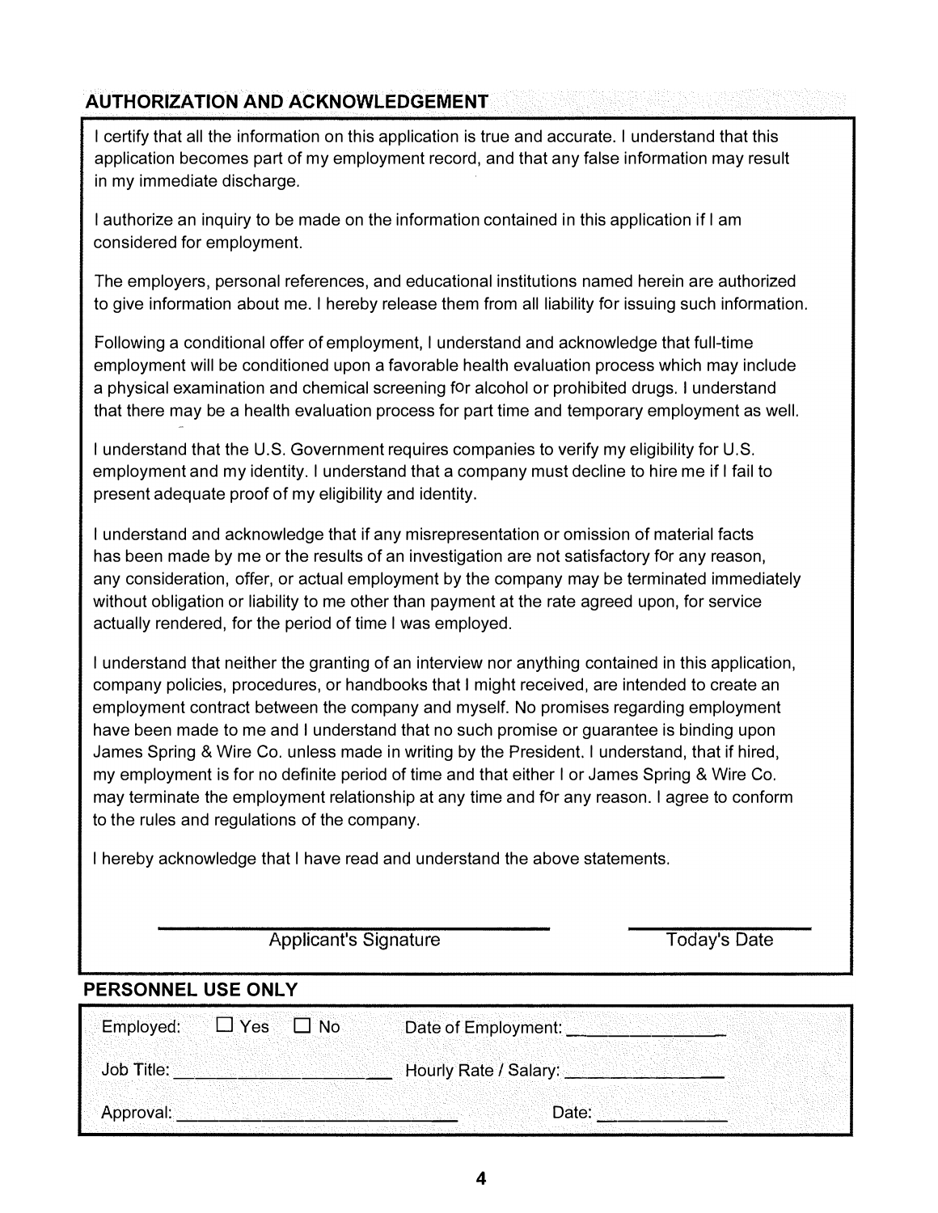## AUTHORIZATION AND ACKNOWLEDGEMENT

I certify that all the information on this application is true and accurate. I understand that this application becomes part of my employment record, and that any false information may result in my immediate discharge.

I authorize an inquiry to be made on the information contained in this application if I am considered for employment.

The employers, personal references, and educational institutions named herein are authorized to give information about me. I hereby release them from all liability for issuing such information.

Following a conditional offer of employment, I understand and acknowledge that full-time employment will be conditioned upon a favorable health evaluation process which may include a physical examination and chemical screening for alcohol or prohibited drugs. I understand that there may be a health evaluation process for part time and temporary employment as well.

I understand that the U.S. Government requires companies to verify my eligibility for U.S. employment and my identity. I understand that a company must decline to hire me if I fail to present adequate proof of my eligibility and identity.

I understand and acknowledge that if any misrepresentation or omission of material facts has been made by me or the results of an investigation are not satisfactory for any reason, any consideration, offer, or actual employment by the company may be terminated immediately without obligation or liability to me other than payment at the rate agreed upon, for service actually rendered, for the period of time I was employed.

I understand that neither the granting of an interview nor anything contained in this application, company policies, procedures, or handbooks that I might received, are intended to create an employment contract between the company and myself. No promises regarding employment have been made to me and I understand that no such promise or guarantee is binding upon James Spring & Wire Co. unless made in writing by the President. I understand, that if hired, my employment is for no definite period of time and that either I or James Spring & Wire Co. may terminate the employment relationship at any time and for any reason. I agree to conform to the rules and regulations of the company.

I hereby acknowledge that I have read and understand the above statements.

Applicant's Signature ______________________ Today's Date ______________

## PERSONNEL USE ONLY

Employed: ☐ Yes ☐ No Date of Employment: ______________

Job Title: ______________________ Hourly Rate / Salary: ______________

Approval: ______________________ Date: ______________